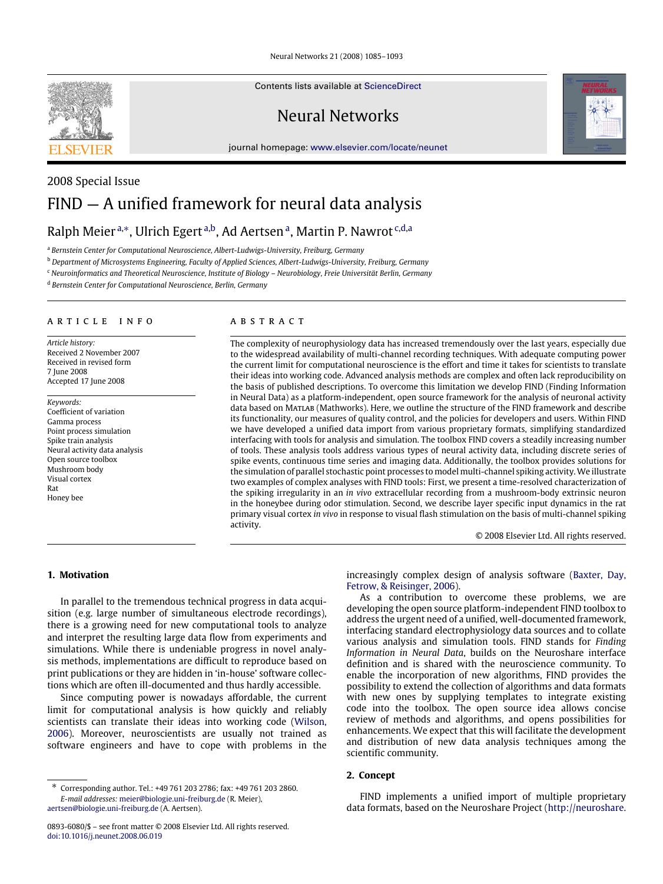2008 Special Issue

# FIND — A unified framework for neural data analysis

Ralph Meier [a,*], Ulrich Egert [a,b], Ad Aertsen [a], Martin P. Nawrot [c,d,a]

[a] *Bernstein Center for Computational Neuroscience, Albert-Ludwigs-University, Freiburg, Germany*

[b] *Department of Microsystems Engineering, Faculty of Applied Sciences, Albert-Ludwigs-University, Freiburg, Germany*

[c] *Neuroinformatics and Theoretical Neuroscience, Institute of Biology – Neurobiology, Freie Universität Berlin, Germany*

[d] *Bernstein Center for Computational Neuroscience, Berlin, Germany*

## ARTICLE INFO

*Article history:*
Received 2 November 2007
Received in revised form
7 June 2008
Accepted 17 June 2008

*Keywords:*
Coefficient of variation
Gamma process
Point process simulation
Spike train analysis
Neural activity data analysis
Open source toolbox
Mushroom body
Visual cortex
Rat
Honey bee

## ABSTRACT

The complexity of neurophysiology data has increased tremendously over the last years, especially due to the widespread availability of multi-channel recording techniques. With adequate computing power the current limit for computational neuroscience is the effort and time it takes for scientists to translate their ideas into working code. Advanced analysis methods are complex and often lack reproducibility on the basis of published descriptions. To overcome this limitation we develop FIND (Finding Information in Neural Data) as a platform-independent, open source framework for the analysis of neuronal activity data based on Matlab (Mathworks). Here, we outline the structure of the FIND framework and describe its functionality, our measures of quality control, and the policies for developers and users. Within FIND we have developed a unified data import from various proprietary formats, simplifying standardized interfacing with tools for analysis and simulation. The toolbox FIND covers a steadily increasing number of tools. These analysis tools address various types of neural activity data, including discrete series of spike events, continuous time series and imaging data. Additionally, the toolbox provides solutions for the simulation of parallel stochastic point processes to model multi-channel spiking activity. We illustrate two examples of complex analyses with FIND tools: First, we present a time-resolved characterization of the spiking irregularity in an *in vivo* extracellular recording from a mushroom-body extrinsic neuron in the honeybee during odor stimulation. Second, we describe layer specific input dynamics in the rat primary visual cortex *in vivo* in response to visual flash stimulation on the basis of multi-channel spiking activity.

© 2008 Elsevier Ltd. All rights reserved.

## 1. Motivation

In parallel to the tremendous technical progress in data acquisition (e.g. large number of simultaneous electrode recordings), there is a growing need for new computational tools to analyze and interpret the resulting large data flow from experiments and simulations. While there is undeniable progress in novel analysis methods, implementations are difficult to reproduce based on print publications or they are hidden in 'in-house' software collections which are often ill-documented and thus hardly accessible.

Since computing power is nowadays affordable, the current limit for computational analysis is how quickly and reliably scientists can translate their ideas into working code (Wilson, 2006). Moreover, neuroscientists are usually not trained as software engineers and have to cope with problems in the increasingly complex design of analysis software (Baxter, Day, Fetrow, & Reisinger, 2006).

As a contribution to overcome these problems, we are developing the open source platform-independent FIND toolbox to address the urgent need of a unified, well-documented framework, interfacing standard electrophysiology data sources and to collate various analysis and simulation tools. FIND stands for *Finding Information in Neural Data*, builds on the Neuroshare interface definition and is shared with the neuroscience community. To enable the incorporation of new algorithms, FIND provides the possibility to extend the collection of algorithms and data formats with new ones by supplying templates to integrate existing code into the toolbox. The open source idea allows concise review of methods and algorithms, and opens possibilities for enhancements. We expect that this will facilitate the development and distribution of new data analysis techniques among the scientific community.

## 2. Concept

FIND implements a unified import of multiple proprietary data formats, based on the Neuroshare Project (http://neuroshare.

* Corresponding author. Tel.: +49 761 203 2786; fax: +49 761 203 2860.
*E-mail addresses:* meier@biologie.uni-freiburg.de (R. Meier), aertsen@biologie.uni-freiburg.de (A. Aertsen).

0893-6080/$ – see front matter © 2008 Elsevier Ltd. All rights reserved.
doi:10.1016/j.neunet.2008.06.019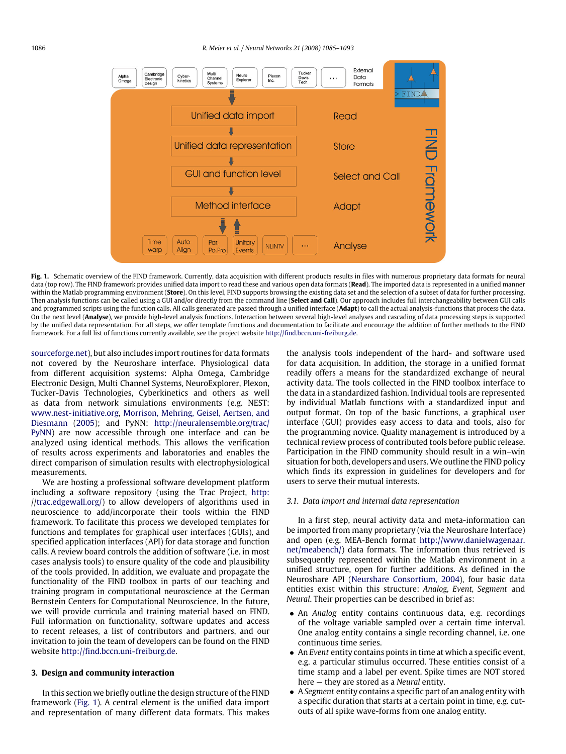**Fig. 1.** Schematic overview of the FIND framework. Currently, data acquisition with different products results in files with numerous proprietary data formats for neural data (top row). The FIND framework provides unified data import to read these and various open data formats (**Read**). The imported data is represented in a unified manner within the Matlab programming environment (**Store**). On this level, FIND supports browsing the existing data set and the selection of a subset of data for further processing. Then analysis functions can be called using a GUI and/or directly from the command line (**Select and Call**). Our approach includes full interchangeability between GUI calls and programmed scripts using the function calls. All calls generated are passed through a unified interface (**Adapt**) to call the actual analysis-functions that process the data. On the next level (**Analyse**), we provide high-level analysis functions. Interaction between several high-level analyses and cascading of data processing steps is supported by the unified data representation. For all steps, we offer template functions and documentation to facilitate and encourage the addition of further methods to the FIND framework. For a full list of functions currently available, see the project website http://find.bccn.uni-freiburg.de.

sourceforge.net), but also includes import routines for data formats not covered by the Neuroshare interface. Physiological data from different acquisition systems: Alpha Omega, Cambridge Electronic Design, Multi Channel Systems, NeuroExplorer, Plexon, Tucker-Davis Technologies, Cyberkinetics and others as well as data from network simulations environments (e.g. NEST: www.nest-initiative.org, Morrison, Mehring, Geisel, Aertsen, and Diesmann (2005); and PyNN: http://neuralensemble.org/trac/PyNN) are now accessible through one interface and can be analyzed using identical methods. This allows the verification of results across experiments and laboratories and enables the direct comparison of simulation results with electrophysiological measurements.

We are hosting a professional software development platform including a software repository (using the Trac Project, http://trac.edgewall.org/) to allow developers of algorithms used in neuroscience to add/incorporate their tools within the FIND framework. To facilitate this process we developed templates for functions and templates for graphical user interfaces (GUIs), and specified application interfaces (API) for data storage and function calls. A review board controls the addition of software (i.e. in most cases analysis tools) to ensure quality of the code and plausibility of the tools provided. In addition, we evaluate and propagate the functionality of the FIND toolbox in parts of our teaching and training program in computational neuroscience at the German Bernstein Centers for Computational Neuroscience. In the future, we will provide curricula and training material based on FIND. Full information on functionality, software updates and access to recent releases, a list of contributors and partners, and our invitation to join the team of developers can be found on the FIND website http://find.bccn.uni-freiburg.de.

## 3. Design and community interaction

In this section we briefly outline the design structure of the FIND framework (Fig. 1). A central element is the unified data import and representation of many different data formats. This makes the analysis tools independent of the hard- and software used for data acquisition. In addition, the storage in a unified format readily offers a means for the standardized exchange of neural activity data. The tools collected in the FIND toolbox interface to the data in a standardized fashion. Individual tools are represented by individual Matlab functions with a standardized input and output format. On top of the basic functions, a graphical user interface (GUI) provides easy access to data and tools, also for the programming novice. Quality management is introduced by a technical review process of contributed tools before public release. Participation in the FIND community should result in a win–win situation for both, developers and users. We outline the FIND policy which finds its expression in guidelines for developers and for users to serve their mutual interests.

### 3.1. Data import and internal data representation

In a first step, neural activity data and meta-information can be imported from many proprietary (via the Neuroshare Interface) and open (e.g. MEA-Bench format http://www.danielwagenaar.net/meabench/) data formats. The information thus retrieved is subsequently represented within the Matlab environment in a unified structure, open for further additions. As defined in the Neuroshare API (Neurshare Consortium, 2004), four basic data entities exist within this structure: *Analog, Event, Segment* and *Neural*. Their properties can be described in brief as:

- An *Analog* entity contains continuous data, e.g. recordings of the voltage variable sampled over a certain time interval. One analog entity contains a single recording channel, i.e. one continuous time series.
- An *Event* entity contains points in time at which a specific event, e.g. a particular stimulus occurred. These entities consist of a time stamp and a label per event. Spike times are NOT stored here — they are stored as a *Neural* entity.
- A *Segment* entity contains a specific part of an analog entity with a specific duration that starts at a certain point in time, e.g. cut-outs of all spike wave-forms from one analog entity.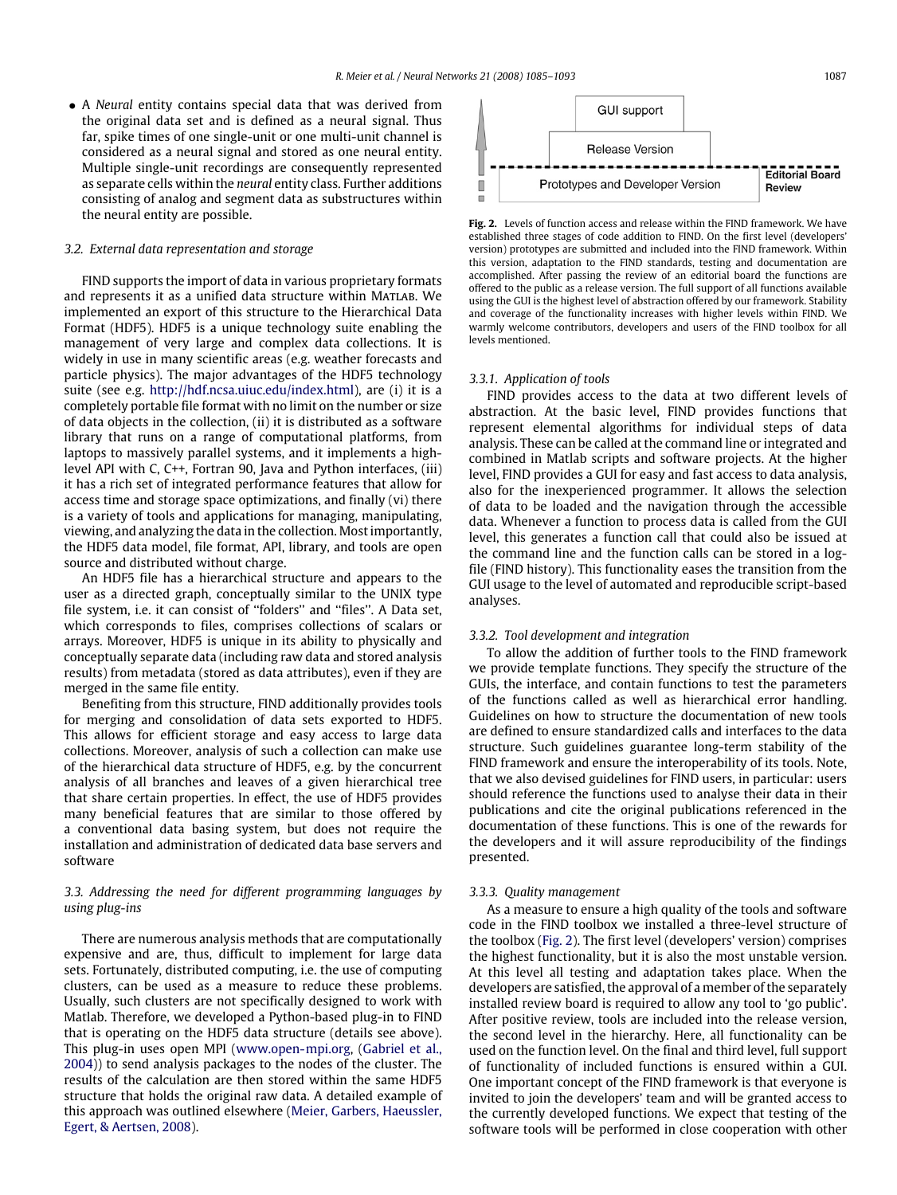- A *Neural* entity contains special data that was derived from the original data set and is defined as a neural signal. Thus far, spike times of one single-unit or one multi-unit channel is considered as a neural signal and stored as one neural entity. Multiple single-unit recordings are consequently represented as separate cells within the *neural* entity class. Further additions consisting of analog and segment data as substructures within the neural entity are possible.

### 3.2. External data representation and storage

FIND supports the import of data in various proprietary formats and represents it as a unified data structure within Matlab. We implemented an export of this structure to the Hierarchical Data Format (HDF5). HDF5 is a unique technology suite enabling the management of very large and complex data collections. It is widely in use in many scientific areas (e.g. weather forecasts and particle physics). The major advantages of the HDF5 technology suite (see e.g. http://hdf.ncsa.uiuc.edu/index.html), are (i) it is a completely portable file format with no limit on the number or size of data objects in the collection, (ii) it is distributed as a software library that runs on a range of computational platforms, from laptops to massively parallel systems, and it implements a high-level API with C, C++, Fortran 90, Java and Python interfaces, (iii) it has a rich set of integrated performance features that allow for access time and storage space optimizations, and finally (vi) there is a variety of tools and applications for managing, manipulating, viewing, and analyzing the data in the collection. Most importantly, the HDF5 data model, file format, API, library, and tools are open source and distributed without charge.

An HDF5 file has a hierarchical structure and appears to the user as a directed graph, conceptually similar to the UNIX type file system, i.e. it can consist of "folders" and "files". A Data set, which corresponds to files, comprises collections of scalars or arrays. Moreover, HDF5 is unique in its ability to physically and conceptually separate data (including raw data and stored analysis results) from metadata (stored as data attributes), even if they are merged in the same file entity.

Benefiting from this structure, FIND additionally provides tools for merging and consolidation of data sets exported to HDF5. This allows for efficient storage and easy access to large data collections. Moreover, analysis of such a collection can make use of the hierarchical data structure of HDF5, e.g. by the concurrent analysis of all branches and leaves of a given hierarchical tree that share certain properties. In effect, the use of HDF5 provides many beneficial features that are similar to those offered by a conventional data basing system, but does not require the installation and administration of dedicated data base servers and software

### 3.3. Addressing the need for different programming languages by using plug-ins

There are numerous analysis methods that are computationally expensive and are, thus, difficult to implement for large data sets. Fortunately, distributed computing, i.e. the use of computing clusters, can be used as a measure to reduce these problems. Usually, such clusters are not specifically designed to work with Matlab. Therefore, we developed a Python-based plug-in to FIND that is operating on the HDF5 data structure (details see above). This plug-in uses open MPI (www.open-mpi.org, (Gabriel et al., 2004)) to send analysis packages to the nodes of the cluster. The results of the calculation are then stored within the same HDF5 structure that holds the original raw data. A detailed example of this approach was outlined elsewhere (Meier, Garbers, Haeussler, Egert, & Aertsen, 2008).

| GUI support | |
|---|---|
| Release Version | |
| Prototypes and Developer Version | Editorial Board Review |

**Fig. 2.** Levels of function access and release within the FIND framework. We have established three stages of code addition to FIND. On the first level (developers' version) prototypes are submitted and included into the FIND framework. Within this version, adaptation to the FIND standards, testing and documentation are accomplished. After passing the review of an editorial board the functions are offered to the public as a release version. The full support of all functions available using the GUI is the highest level of abstraction offered by our framework. Stability and coverage of the functionality increases with higher levels within FIND. We warmly welcome contributors, developers and users of the FIND toolbox for all levels mentioned.

#### 3.3.1. Application of tools

FIND provides access to the data at two different levels of abstraction. At the basic level, FIND provides functions that represent elemental algorithms for individual steps of data analysis. These can be called at the command line or integrated and combined in Matlab scripts and software projects. At the higher level, FIND provides a GUI for easy and fast access to data analysis, also for the inexperienced programmer. It allows the selection of data to be loaded and the navigation through the accessible data. Whenever a function to process data is called from the GUI level, this generates a function call that could also be issued at the command line and the function calls can be stored in a log-file (FIND history). This functionality eases the transition from the GUI usage to the level of automated and reproducible script-based analyses.

#### 3.3.2. Tool development and integration

To allow the addition of further tools to the FIND framework we provide template functions. They specify the structure of the GUIs, the interface, and contain functions to test the parameters of the functions called as well as hierarchical error handling. Guidelines on how to structure the documentation of new tools are defined to ensure standardized calls and interfaces to the data structure. Such guidelines guarantee long-term stability of the FIND framework and ensure the interoperability of its tools. Note, that we also devised guidelines for FIND users, in particular: users should reference the functions used to analyse their data in their publications and cite the original publications referenced in the documentation of these functions. This is one of the rewards for the developers and it will assure reproducibility of the findings presented.

#### 3.3.3. Quality management

As a measure to ensure a high quality of the tools and software code in the FIND toolbox we installed a three-level structure of the toolbox (Fig. 2). The first level (developers' version) comprises the highest functionality, but it is also the most unstable version. At this level all testing and adaptation takes place. When the developers are satisfied, the approval of a member of the separately installed review board is required to allow any tool to 'go public'. After positive review, tools are included into the release version, the second level in the hierarchy. Here, all functionality can be used on the function level. On the final and third level, full support of functionality of included functions is ensured within a GUI. One important concept of the FIND framework is that everyone is invited to join the developers' team and will be granted access to the currently developed functions. We expect that testing of the software tools will be performed in close cooperation with other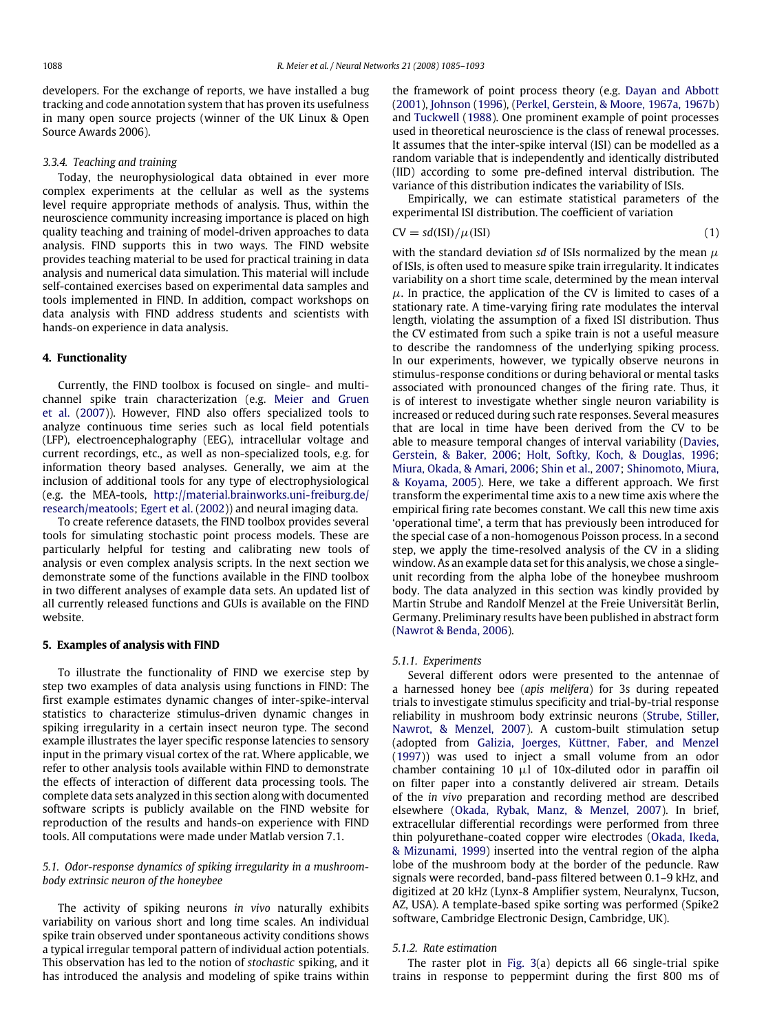developers. For the exchange of reports, we have installed a bug tracking and code annotation system that has proven its usefulness in many open source projects (winner of the UK Linux & Open Source Awards 2006).

#### 3.3.4. Teaching and training

Today, the neurophysiological data obtained in ever more complex experiments at the cellular as well as the systems level require appropriate methods of analysis. Thus, within the neuroscience community increasing importance is placed on high quality teaching and training of model-driven approaches to data analysis. FIND supports this in two ways. The FIND website provides teaching material to be used for practical training in data analysis and numerical data simulation. This material will include self-contained exercises based on experimental data samples and tools implemented in FIND. In addition, compact workshops on data analysis with FIND address students and scientists with hands-on experience in data analysis.

## 4. Functionality

Currently, the FIND toolbox is focused on single- and multi-channel spike train characterization (e.g. Meier and Gruen et al. (2007)). However, FIND also offers specialized tools to analyze continuous time series such as local field potentials (LFP), electroencephalography (EEG), intracellular voltage and current recordings, etc., as well as non-specialized tools, e.g. for information theory based analyses. Generally, we aim at the inclusion of additional tools for any type of electrophysiological (e.g. the MEA-tools, http://material.brainworks.uni-freiburg.de/research/meatools; Egert et al. (2002)) and neural imaging data.

To create reference datasets, the FIND toolbox provides several tools for simulating stochastic point process models. These are particularly helpful for testing and calibrating new tools of analysis or even complex analysis scripts. In the next section we demonstrate some of the functions available in the FIND toolbox in two different analyses of example data sets. An updated list of all currently released functions and GUIs is available on the FIND website.

## 5. Examples of analysis with FIND

To illustrate the functionality of FIND we exercise step by step two examples of data analysis using functions in FIND: The first example estimates dynamic changes of inter-spike-interval statistics to characterize stimulus-driven dynamic changes in spiking irregularity in a certain insect neuron type. The second example illustrates the layer specific response latencies to sensory input in the primary visual cortex of the rat. Where applicable, we refer to other analysis tools available within FIND to demonstrate the effects of interaction of different data processing tools. The complete data sets analyzed in this section along with documented software scripts is publicly available on the FIND website for reproduction of the results and hands-on experience with FIND tools. All computations were made under Matlab version 7.1.

### 5.1. Odor-response dynamics of spiking irregularity in a mushroom-body extrinsic neuron of the honeybee

The activity of spiking neurons *in vivo* naturally exhibits variability on various short and long time scales. An individual spike train observed under spontaneous activity conditions shows a typical irregular temporal pattern of individual action potentials. This observation has led to the notion of *stochastic* spiking, and it has introduced the analysis and modeling of spike trains within the framework of point process theory (e.g. Dayan and Abbott (2001), Johnson (1996), (Perkel, Gerstein, & Moore, 1967a, 1967b) and Tuckwell (1988). One prominent example of point processes used in theoretical neuroscience is the class of renewal processes. It assumes that the inter-spike interval (ISI) can be modelled as a random variable that is independently and identically distributed (IID) according to some pre-defined interval distribution. The variance of this distribution indicates the variability of ISIs.

Empirically, we can estimate statistical parameters of the experimental ISI distribution. The coefficient of variation

$$\mathrm{CV} = sd(\mathrm{ISI})/\mu(\mathrm{ISI}) \tag{1}$$

with the standard deviation *sd* of ISIs normalized by the mean $\mu$ of ISIs, is often used to measure spike train irregularity. It indicates variability on a short time scale, determined by the mean interval $\mu$. In practice, the application of the CV is limited to cases of a stationary rate. A time-varying firing rate modulates the interval length, violating the assumption of a fixed ISI distribution. Thus the CV estimated from such a spike train is not a useful measure to describe the randomness of the underlying spiking process. In our experiments, however, we typically observe neurons in stimulus-response conditions or during behavioral or mental tasks associated with pronounced changes of the firing rate. Thus, it is of interest to investigate whether single neuron variability is increased or reduced during such rate responses. Several measures that are local in time have been derived from the CV to be able to measure temporal changes of interval variability (Davies, Gerstein, & Baker, 2006; Holt, Softky, Koch, & Douglas, 1996; Miura, Okada, & Amari, 2006; Shin et al., 2007; Shinomoto, Miura, & Koyama, 2005). Here, we take a different approach. We first transform the experimental time axis to a new time axis where the empirical firing rate becomes constant. We call this new time axis 'operational time', a term that has previously been introduced for the special case of a non-homogenous Poisson process. In a second step, we apply the time-resolved analysis of the CV in a sliding window. As an example data set for this analysis, we chose a single-unit recording from the alpha lobe of the honeybee mushroom body. The data analyzed in this section was kindly provided by Martin Strube and Randolf Menzel at the Freie Universität Berlin, Germany. Preliminary results have been published in abstract form (Nawrot & Benda, 2006).

#### 5.1.1. Experiments

Several different odors were presented to the antennae of a harnessed honey bee (*apis melifera*) for 3s during repeated trials to investigate stimulus specificity and trial-by-trial response reliability in mushroom body extrinsic neurons (Strube, Stiller, Nawrot, & Menzel, 2007). A custom-built stimulation setup (adopted from Galizia, Joerges, Küttner, Faber, and Menzel (1997)) was used to inject a small volume from an odor chamber containing 10 μl of 10x-diluted odor in paraffin oil on filter paper into a constantly delivered air stream. Details of the *in vivo* preparation and recording method are described elsewhere (Okada, Rybak, Manz, & Menzel, 2007). In brief, extracellular differential recordings were performed from three thin polyurethane-coated copper wire electrodes (Okada, Ikeda, & Mizunami, 1999) inserted into the ventral region of the alpha lobe of the mushroom body at the border of the peduncle. Raw signals were recorded, band-pass filtered between 0.1–9 kHz, and digitized at 20 kHz (Lynx-8 Amplifier system, Neuralynx, Tucson, AZ, USA). A template-based spike sorting was performed (Spike2 software, Cambridge Electronic Design, Cambridge, UK).

#### 5.1.2. Rate estimation

The raster plot in Fig. 3(a) depicts all 66 single-trial spike trains in response to peppermint during the first 800 ms of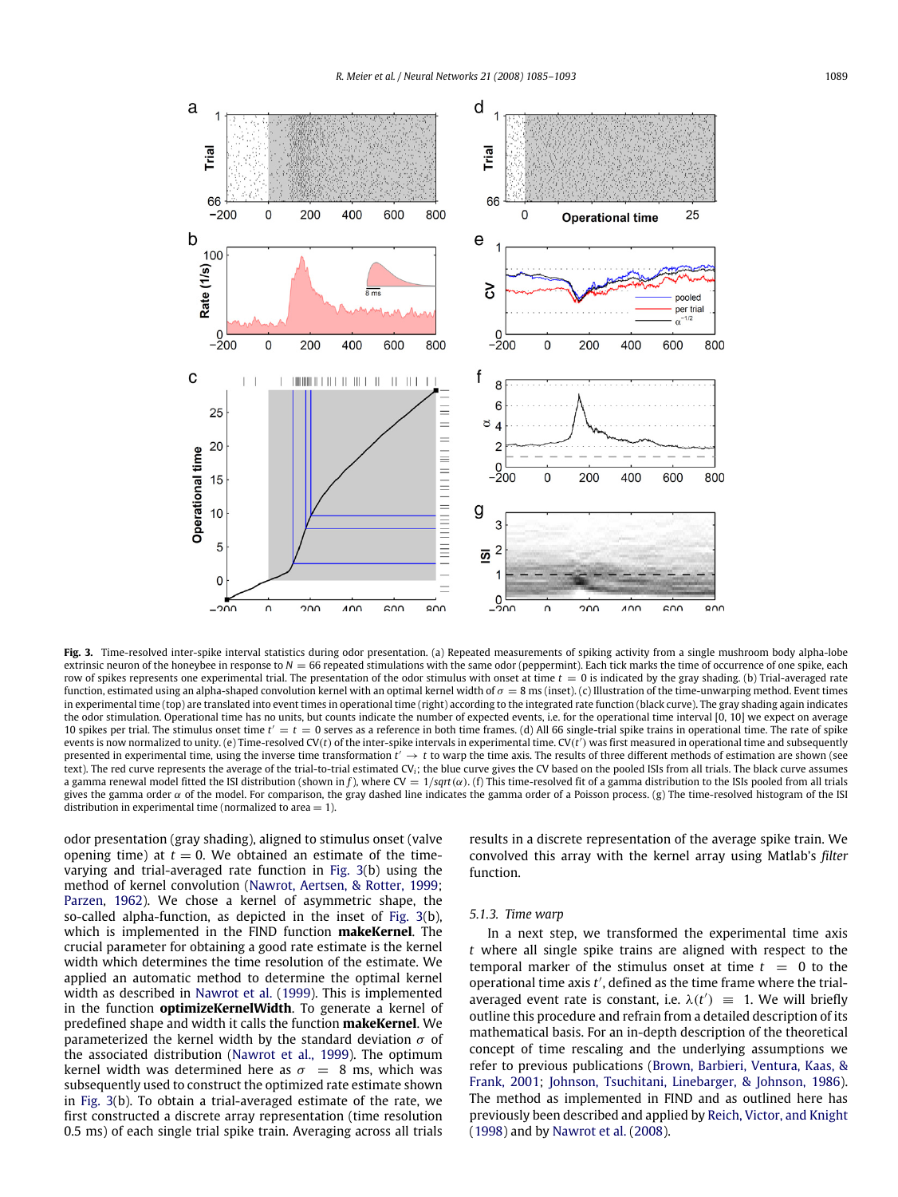**Fig. 3.** Time-resolved inter-spike interval statistics during odor presentation. (a) Repeated measurements of spiking activity from a single mushroom body alpha-lobe extrinsic neuron of the honeybee in response to $N = 66$ repeated stimulations with the same odor (peppermint). Each tick marks the time of occurrence of one spike, each row of spikes represents one experimental trial. The presentation of the odor stimulus with onset at time $t = 0$ is indicated by the gray shading. (b) Trial-averaged rate function, estimated using an alpha-shaped convolution kernel with an optimal kernel width of $\sigma = 8$ ms (inset). (c) Illustration of the time-unwarping method. Event times in experimental time (top) are translated into event times in operational time (right) according to the integrated rate function (black curve). The gray shading again indicates the odor stimulation. Operational time has no units, but counts indicate the number of expected events, i.e. for the operational time interval [0, 10] we expect on average 10 spikes per trial. The stimulus onset time $t' = t = 0$ serves as a reference in both time frames. (d) All 66 single-trial spike trains in operational time. The rate of spike events is now normalized to unity. (e) Time-resolved $\text{CV}(t)$ of the inter-spike intervals in experimental time. $\text{CV}(t')$ was first measured in operational time and subsequently presented in experimental time, using the inverse time transformation $t' \rightarrow t$ to warp the time axis. The results of three different methods of estimation are shown (see text). The red curve represents the average of the trial-to-trial estimated $\text{CV}_i$; the blue curve gives the CV based on the pooled ISIs from all trials. The black curve assumes a gamma renewal model fitted the ISI distribution (shown in *f*), where $\text{CV} = 1/sqrt(\alpha)$. (f) This time-resolved fit of a gamma distribution to the ISIs pooled from all trials gives the gamma order $\alpha$ of the model. For comparison, the gray dashed line indicates the gamma order of a Poisson process. (g) The time-resolved histogram of the ISI distribution in experimental time (normalized to area = 1).

odor presentation (gray shading), aligned to stimulus onset (valve opening time) at $t = 0$. We obtained an estimate of the time-varying and trial-averaged rate function in Fig. 3(b) using the method of kernel convolution (Nawrot, Aertsen, & Rotter, 1999; Parzen, 1962). We chose a kernel of asymmetric shape, the so-called alpha-function, as depicted in the inset of Fig. 3(b), which is implemented in the FIND function **makeKernel**. The crucial parameter for obtaining a good rate estimate is the kernel width which determines the time resolution of the estimate. We applied an automatic method to determine the optimal kernel width as described in Nawrot et al. (1999). This is implemented in the function **optimizeKernelWidth**. To generate a kernel of predefined shape and width it calls the function **makeKernel**. We parameterized the kernel width by the standard deviation $\sigma$ of the associated distribution (Nawrot et al., 1999). The optimum kernel width was determined here as $\sigma = 8$ ms, which was subsequently used to construct the optimized rate estimate shown in Fig. 3(b). To obtain a trial-averaged estimate of the rate, we first constructed a discrete array representation (time resolution 0.5 ms) of each single trial spike train. Averaging across all trials results in a discrete representation of the average spike train. We convolved this array with the kernel array using Matlab's *filter* function.

### 5.1.3. Time warp

In a next step, we transformed the experimental time axis $t$ where all single spike trains are aligned with respect to the temporal marker of the stimulus onset at time $t = 0$ to the operational time axis $t'$, defined as the time frame where the trial-averaged event rate is constant, i.e. $\lambda(t') \equiv 1$. We will briefly outline this procedure and refrain from a detailed description of its mathematical basis. For an in-depth description of the theoretical concept of time rescaling and the underlying assumptions we refer to previous publications (Brown, Barbieri, Ventura, Kaas, & Frank, 2001; Johnson, Tsuchitani, Linebarger, & Johnson, 1986). The method as implemented in FIND and as outlined here has previously been described and applied by Reich, Victor, and Knight (1998) and by Nawrot et al. (2008).